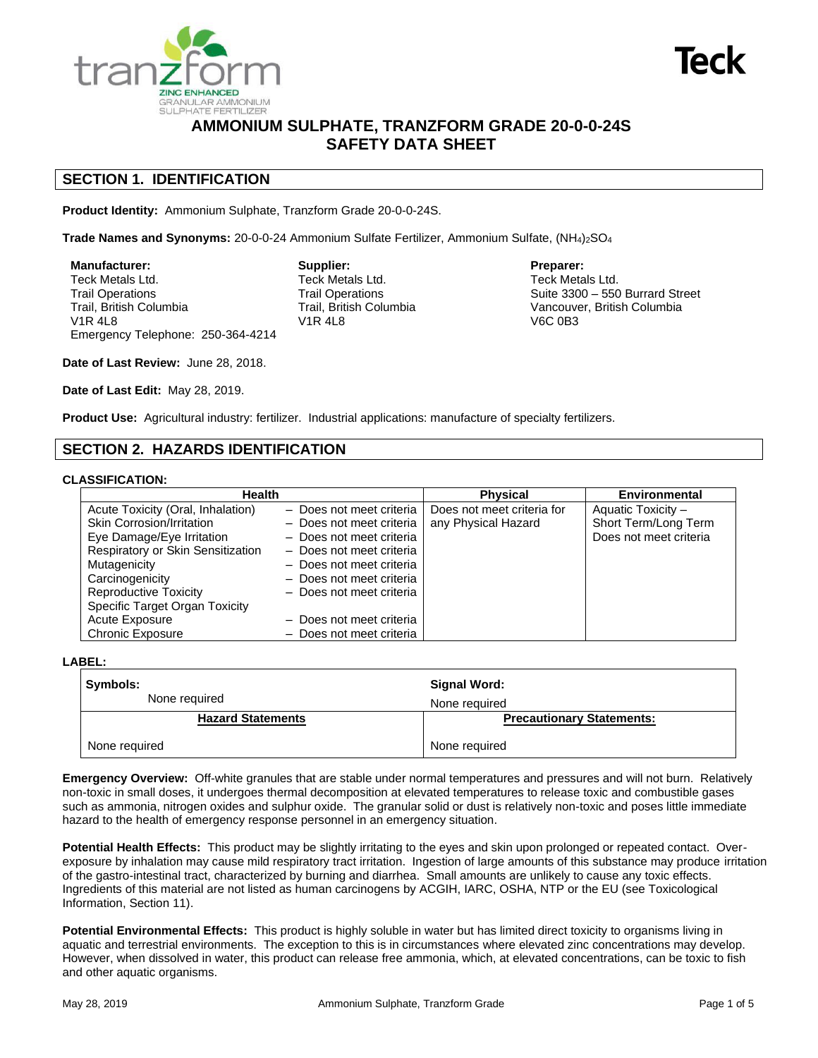# AMMONIUM SULPHATE, TRANZFORM GRADE 20-0-0-24S
# SAFETY DATA SHEET

## SECTION 1. IDENTIFICATION

**Product Identity:** Ammonium Sulphate, Tranzform Grade 20-0-0-24S.

**Trade Names and Synonyms:** 20-0-0-24 Ammonium Sulfate Fertilizer, Ammonium Sulfate, $(NH_4)_2SO_4$

**Manufacturer:**
Teck Metals Ltd.
Trail Operations
Trail, British Columbia
V1R 4L8
Emergency Telephone: 250-364-4214

**Supplier:**
Teck Metals Ltd.
Trail Operations
Trail, British Columbia
V1R 4L8

**Preparer:**
Teck Metals Ltd.
Suite 3300 – 550 Burrard Street
Vancouver, British Columbia
V6C 0B3

**Date of Last Review:** June 28, 2018.

**Date of Last Edit:** May 28, 2019.

**Product Use:** Agricultural industry: fertilizer. Industrial applications: manufacture of specialty fertilizers.

## SECTION 2. HAZARDS IDENTIFICATION

**CLASSIFICATION:**

| Health | | Physical | Environmental |
|---|---|---|---|
| Acute Toxicity (Oral, Inhalation) | – Does not meet criteria | Does not meet criteria for any Physical Hazard | Aquatic Toxicity – Short Term/Long Term Does not meet criteria |
| Skin Corrosion/Irritation | – Does not meet criteria | | |
| Eye Damage/Eye Irritation | – Does not meet criteria | | |
| Respiratory or Skin Sensitization | – Does not meet criteria | | |
| Mutagenicity | – Does not meet criteria | | |
| Carcinogenicity | – Does not meet criteria | | |
| Reproductive Toxicity | – Does not meet criteria | | |
| Specific Target Organ Toxicity | | | |
| Acute Exposure | – Does not meet criteria | | |
| Chronic Exposure | – Does not meet criteria | | |

**LABEL:**

| **Symbols:** None required | **Signal Word:** None required |
|---|---|
| **Hazard Statements** | **Precautionary Statements:** |
| None required | None required |

**Emergency Overview:** Off-white granules that are stable under normal temperatures and pressures and will not burn. Relatively non-toxic in small doses, it undergoes thermal decomposition at elevated temperatures to release toxic and combustible gases such as ammonia, nitrogen oxides and sulphur oxide. The granular solid or dust is relatively non-toxic and poses little immediate hazard to the health of emergency response personnel in an emergency situation.

**Potential Health Effects:** This product may be slightly irritating to the eyes and skin upon prolonged or repeated contact. Over-exposure by inhalation may cause mild respiratory tract irritation. Ingestion of large amounts of this substance may produce irritation of the gastro-intestinal tract, characterized by burning and diarrhea. Small amounts are unlikely to cause any toxic effects. Ingredients of this material are not listed as human carcinogens by ACGIH, IARC, OSHA, NTP or the EU (see Toxicological Information, Section 11).

**Potential Environmental Effects:** This product is highly soluble in water but has limited direct toxicity to organisms living in aquatic and terrestrial environments. The exception to this is in circumstances where elevated zinc concentrations may develop. However, when dissolved in water, this product can release free ammonia, which, at elevated concentrations, can be toxic to fish and other aquatic organisms.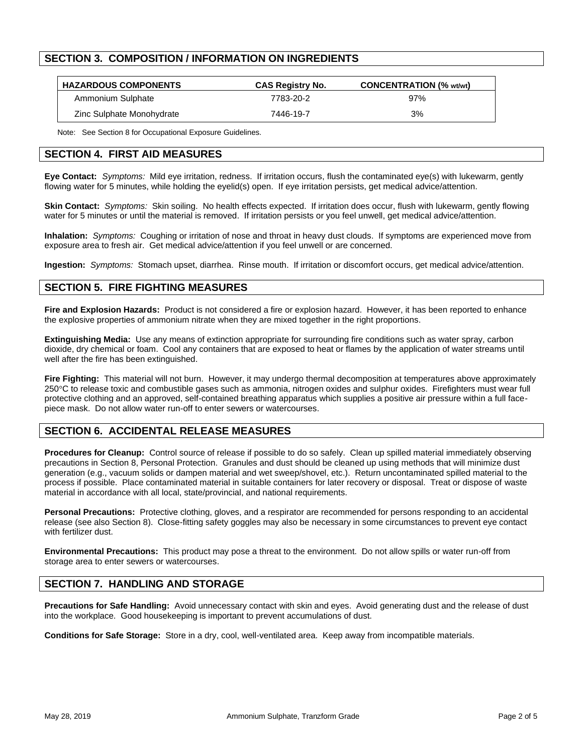## SECTION 3. COMPOSITION / INFORMATION ON INGREDIENTS

| HAZARDOUS COMPONENTS | CAS Registry No. | CONCENTRATION (% wt/wt) |
|---|---|---|
| Ammonium Sulphate | 7783-20-2 | 97% |
| Zinc Sulphate Monohydrate | 7446-19-7 | 3% |

Note: See Section 8 for Occupational Exposure Guidelines.

## SECTION 4. FIRST AID MEASURES

**Eye Contact:** *Symptoms:* Mild eye irritation, redness. If irritation occurs, flush the contaminated eye(s) with lukewarm, gently flowing water for 5 minutes, while holding the eyelid(s) open. If eye irritation persists, get medical advice/attention.

**Skin Contact:** *Symptoms:* Skin soiling. No health effects expected. If irritation does occur, flush with lukewarm, gently flowing water for 5 minutes or until the material is removed. If irritation persists or you feel unwell, get medical advice/attention.

**Inhalation:** *Symptoms:* Coughing or irritation of nose and throat in heavy dust clouds. If symptoms are experienced move from exposure area to fresh air. Get medical advice/attention if you feel unwell or are concerned.

**Ingestion:** *Symptoms:* Stomach upset, diarrhea. Rinse mouth. If irritation or discomfort occurs, get medical advice/attention.

## SECTION 5. FIRE FIGHTING MEASURES

**Fire and Explosion Hazards:** Product is not considered a fire or explosion hazard. However, it has been reported to enhance the explosive properties of ammonium nitrate when they are mixed together in the right proportions.

**Extinguishing Media:** Use any means of extinction appropriate for surrounding fire conditions such as water spray, carbon dioxide, dry chemical or foam. Cool any containers that are exposed to heat or flames by the application of water streams until well after the fire has been extinguished.

**Fire Fighting:** This material will not burn. However, it may undergo thermal decomposition at temperatures above approximately 250°C to release toxic and combustible gases such as ammonia, nitrogen oxides and sulphur oxides. Firefighters must wear full protective clothing and an approved, self-contained breathing apparatus which supplies a positive air pressure within a full face-piece mask. Do not allow water run-off to enter sewers or watercourses.

## SECTION 6. ACCIDENTAL RELEASE MEASURES

**Procedures for Cleanup:** Control source of release if possible to do so safely. Clean up spilled material immediately observing precautions in Section 8, Personal Protection. Granules and dust should be cleaned up using methods that will minimize dust generation (e.g., vacuum solids or dampen material and wet sweep/shovel, etc.). Return uncontaminated spilled material to the process if possible. Place contaminated material in suitable containers for later recovery or disposal. Treat or dispose of waste material in accordance with all local, state/provincial, and national requirements.

**Personal Precautions:** Protective clothing, gloves, and a respirator are recommended for persons responding to an accidental release (see also Section 8). Close-fitting safety goggles may also be necessary in some circumstances to prevent eye contact with fertilizer dust.

**Environmental Precautions:** This product may pose a threat to the environment. Do not allow spills or water run-off from storage area to enter sewers or watercourses.

## SECTION 7. HANDLING AND STORAGE

**Precautions for Safe Handling:** Avoid unnecessary contact with skin and eyes. Avoid generating dust and the release of dust into the workplace. Good housekeeping is important to prevent accumulations of dust.

**Conditions for Safe Storage:** Store in a dry, cool, well-ventilated area. Keep away from incompatible materials.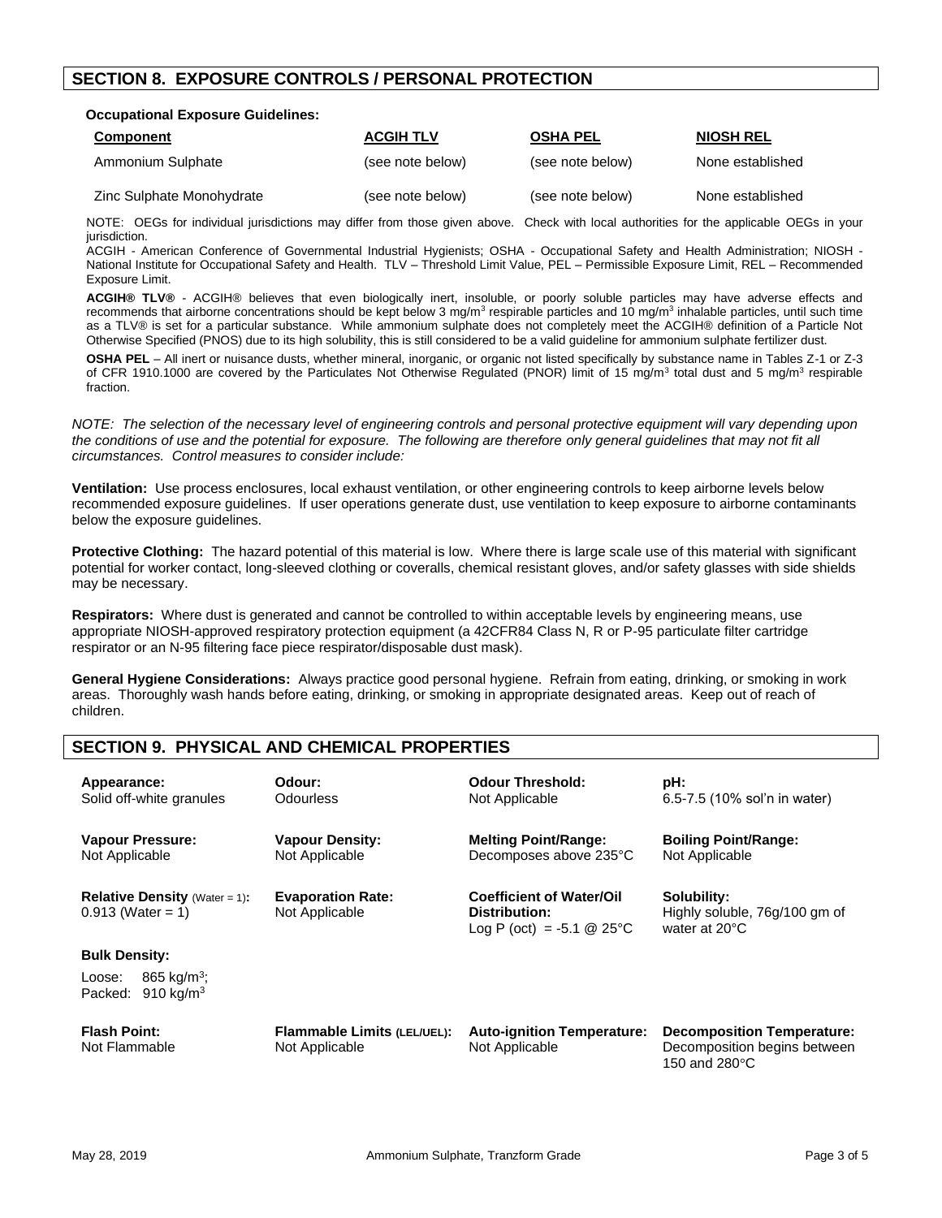## SECTION 8. EXPOSURE CONTROLS / PERSONAL PROTECTION

**Occupational Exposure Guidelines:**

| Component | ACGIH TLV | OSHA PEL | NIOSH REL |
|---|---|---|---|
| Ammonium Sulphate | (see note below) | (see note below) | None established |
| Zinc Sulphate Monohydrate | (see note below) | (see note below) | None established |

NOTE: OEGs for individual jurisdictions may differ from those given above. Check with local authorities for the applicable OEGs in your jurisdiction.

ACGIH - American Conference of Governmental Industrial Hygienists; OSHA - Occupational Safety and Health Administration; NIOSH - National Institute for Occupational Safety and Health. TLV – Threshold Limit Value, PEL – Permissible Exposure Limit, REL – Recommended Exposure Limit.

**ACGIH® TLV®** - ACGIH® believes that even biologically inert, insoluble, or poorly soluble particles may have adverse effects and recommends that airborne concentrations should be kept below 3 mg/m$^3$ respirable particles and 10 mg/m$^3$ inhalable particles, until such time as a TLV® is set for a particular substance. While ammonium sulphate does not completely meet the ACGIH® definition of a Particle Not Otherwise Specified (PNOS) due to its high solubility, this is still considered to be a valid guideline for ammonium sulphate fertilizer dust.

**OSHA PEL** – All inert or nuisance dusts, whether mineral, inorganic, or organic not listed specifically by substance name in Tables Z-1 or Z-3 of CFR 1910.1000 are covered by the Particulates Not Otherwise Regulated (PNOR) limit of 15 mg/m$^3$ total dust and 5 mg/m$^3$ respirable fraction.

*NOTE: The selection of the necessary level of engineering controls and personal protective equipment will vary depending upon the conditions of use and the potential for exposure. The following are therefore only general guidelines that may not fit all circumstances. Control measures to consider include:*

**Ventilation:** Use process enclosures, local exhaust ventilation, or other engineering controls to keep airborne levels below recommended exposure guidelines. If user operations generate dust, use ventilation to keep exposure to airborne contaminants below the exposure guidelines.

**Protective Clothing:** The hazard potential of this material is low. Where there is large scale use of this material with significant potential for worker contact, long-sleeved clothing or coveralls, chemical resistant gloves, and/or safety glasses with side shields may be necessary.

**Respirators:** Where dust is generated and cannot be controlled to within acceptable levels by engineering means, use appropriate NIOSH-approved respiratory protection equipment (a 42CFR84 Class N, R or P-95 particulate filter cartridge respirator or an N-95 filtering face piece respirator/disposable dust mask).

**General Hygiene Considerations:** Always practice good personal hygiene. Refrain from eating, drinking, or smoking in work areas. Thoroughly wash hands before eating, drinking, or smoking in appropriate designated areas. Keep out of reach of children.

## SECTION 9. PHYSICAL AND CHEMICAL PROPERTIES

**Appearance:** Solid off-white granules

**Odour:** Odourless

**Odour Threshold:** Not Applicable

**pH:** 6.5-7.5 (10% sol'n in water)

**Vapour Pressure:** Not Applicable

**Vapour Density:** Not Applicable

**Melting Point/Range:** Decomposes above 235°C

**Boiling Point/Range:** Not Applicable

**Relative Density** (Water = 1)**:** 0.913 (Water = 1)

**Evaporation Rate:** Not Applicable

**Coefficient of Water/Oil Distribution:** Log P (oct) = -5.1 @ 25°C

**Solubility:** Highly soluble, 76g/100 gm of water at 20°C

**Bulk Density:**

Loose: 865 kg/m$^3$;
Packed: 910 kg/m$^3$

**Flash Point:** Not Flammable

**Flammable Limits (LEL/UEL):** Not Applicable

**Auto-ignition Temperature:** Not Applicable

**Decomposition Temperature:** Decomposition begins between 150 and 280°C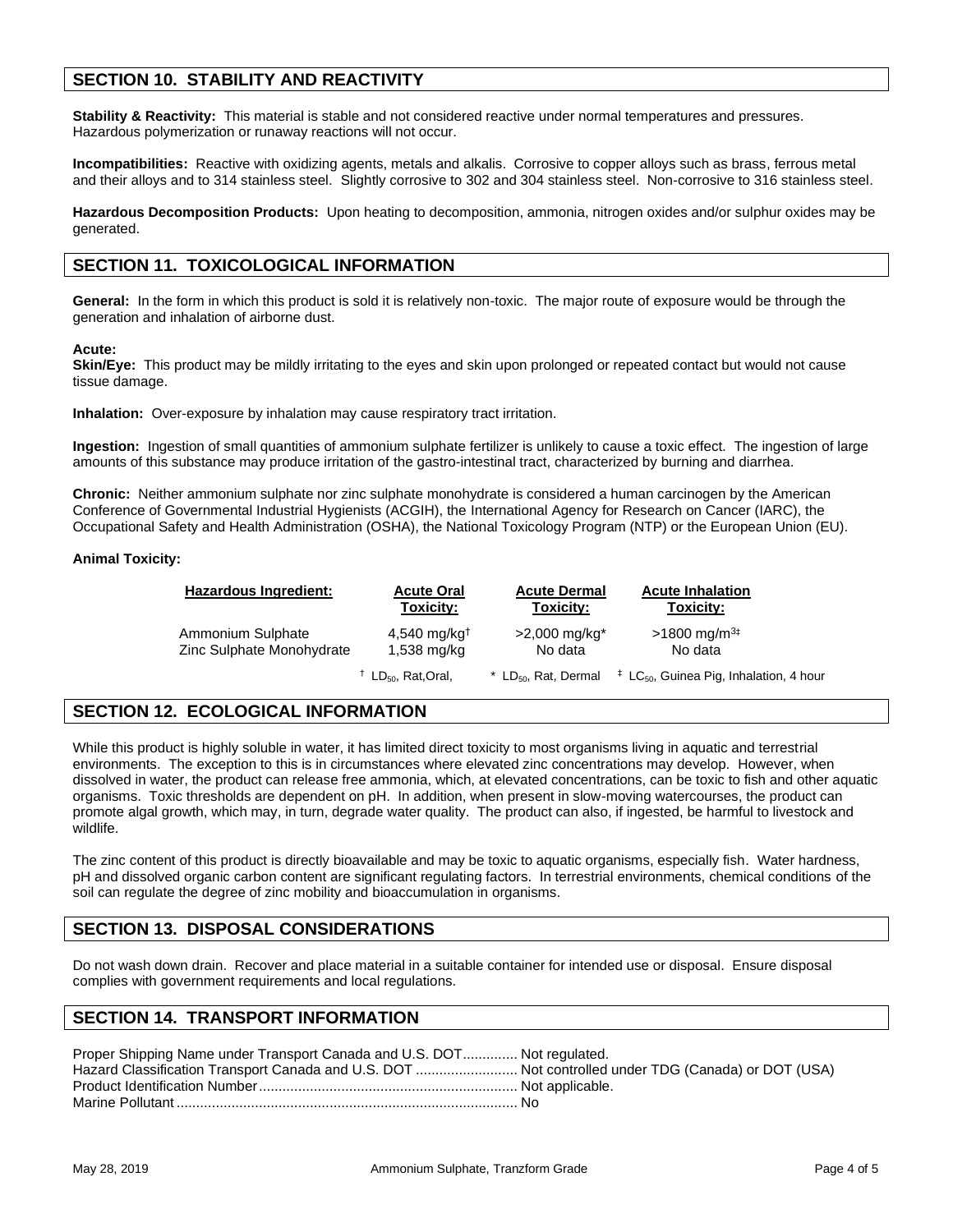## SECTION 10. STABILITY AND REACTIVITY

**Stability & Reactivity:** This material is stable and not considered reactive under normal temperatures and pressures. Hazardous polymerization or runaway reactions will not occur.

**Incompatibilities:** Reactive with oxidizing agents, metals and alkalis. Corrosive to copper alloys such as brass, ferrous metal and their alloys and to 314 stainless steel. Slightly corrosive to 302 and 304 stainless steel. Non-corrosive to 316 stainless steel.

**Hazardous Decomposition Products:** Upon heating to decomposition, ammonia, nitrogen oxides and/or sulphur oxides may be generated.

## SECTION 11. TOXICOLOGICAL INFORMATION

**General:** In the form in which this product is sold it is relatively non-toxic. The major route of exposure would be through the generation and inhalation of airborne dust.

**Acute:**

**Skin/Eye:** This product may be mildly irritating to the eyes and skin upon prolonged or repeated contact but would not cause tissue damage.

**Inhalation:** Over-exposure by inhalation may cause respiratory tract irritation.

**Ingestion:** Ingestion of small quantities of ammonium sulphate fertilizer is unlikely to cause a toxic effect. The ingestion of large amounts of this substance may produce irritation of the gastro-intestinal tract, characterized by burning and diarrhea.

**Chronic:** Neither ammonium sulphate nor zinc sulphate monohydrate is considered a human carcinogen by the American Conference of Governmental Industrial Hygienists (ACGIH), the International Agency for Research on Cancer (IARC), the Occupational Safety and Health Administration (OSHA), the National Toxicology Program (NTP) or the European Union (EU).

**Animal Toxicity:**

| Hazardous Ingredient: | Acute Oral Toxicity: | Acute Dermal Toxicity: | Acute Inhalation Toxicity: |
|---|---|---|---|
| Ammonium Sulphate | 4,540 mg/kg† | >2,000 mg/kg* | >1800 $mg/m^3$‡ |
| Zinc Sulphate Monohydrate | 1,538 mg/kg | No data | No data |
| | † $LD_{50}$, Rat,Oral, | * $LD_{50}$, Rat, Dermal | ‡ $LC_{50}$, Guinea Pig, Inhalation, 4 hour |

## SECTION 12. ECOLOGICAL INFORMATION

While this product is highly soluble in water, it has limited direct toxicity to most organisms living in aquatic and terrestrial environments. The exception to this is in circumstances where elevated zinc concentrations may develop. However, when dissolved in water, the product can release free ammonia, which, at elevated concentrations, can be toxic to fish and other aquatic organisms. Toxic thresholds are dependent on pH. In addition, when present in slow-moving watercourses, the product can promote algal growth, which may, in turn, degrade water quality. The product can also, if ingested, be harmful to livestock and wildlife.

The zinc content of this product is directly bioavailable and may be toxic to aquatic organisms, especially fish. Water hardness, pH and dissolved organic carbon content are significant regulating factors. In terrestrial environments, chemical conditions of the soil can regulate the degree of zinc mobility and bioaccumulation in organisms.

## SECTION 13. DISPOSAL CONSIDERATIONS

Do not wash down drain. Recover and place material in a suitable container for intended use or disposal. Ensure disposal complies with government requirements and local regulations.

## SECTION 14. TRANSPORT INFORMATION

Proper Shipping Name under Transport Canada and U.S. DOT.............. Not regulated.
Hazard Classification Transport Canada and U.S. DOT .......................... Not controlled under TDG (Canada) or DOT (USA)
Product Identification Number.................................................................. Not applicable.
Marine Pollutant...................................................................................... No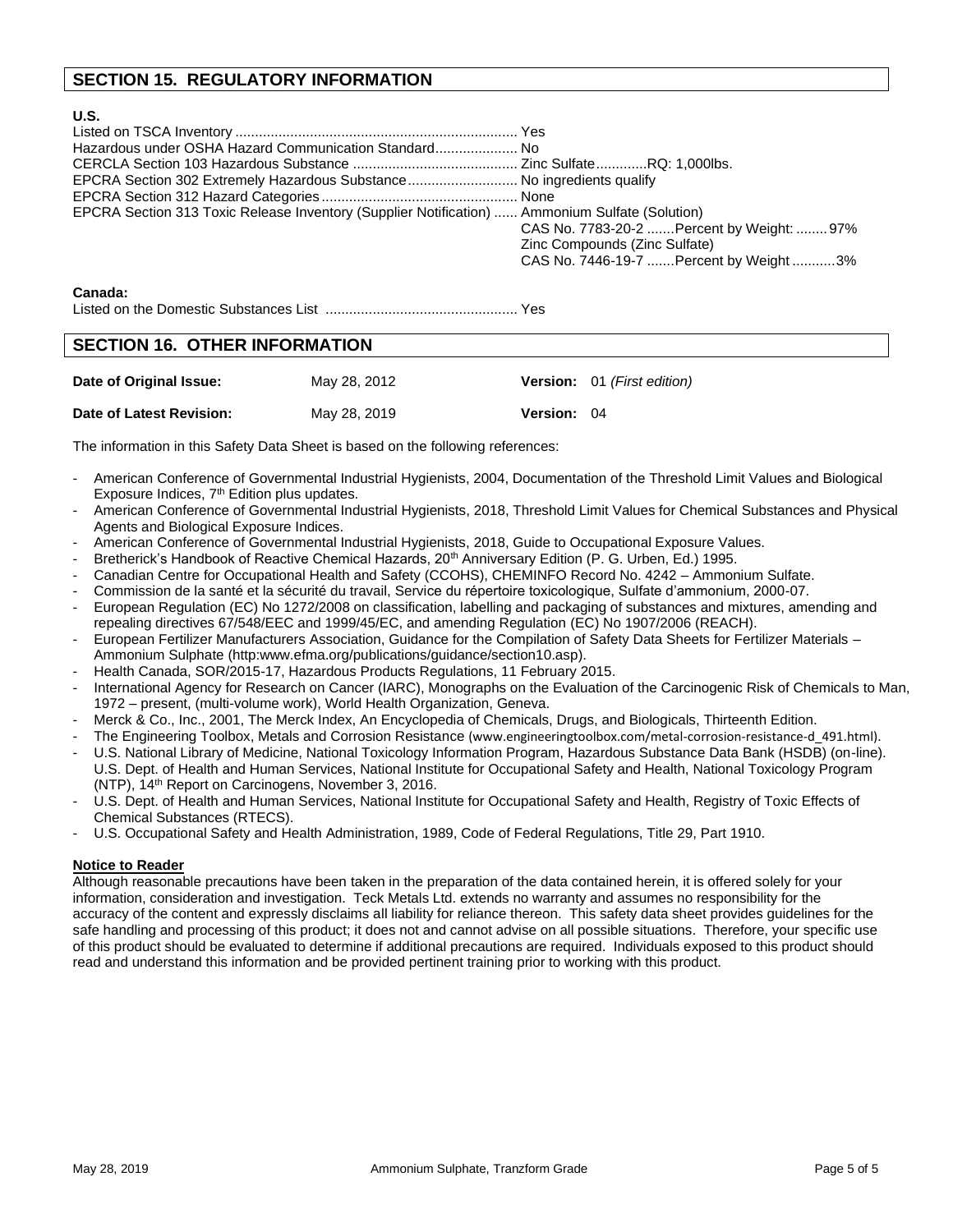## SECTION 15. REGULATORY INFORMATION

**U.S.**

Listed on TSCA Inventory ........................................................................ Yes
Hazardous under OSHA Hazard Communication Standard..................... No
CERCLA Section 103 Hazardous Substance .......................................... Zinc Sulfate.............RQ: 1,000lbs.
EPCRA Section 302 Extremely Hazardous Substance............................ No ingredients qualify
EPCRA Section 312 Hazard Categories.................................................. None
EPCRA Section 313 Toxic Release Inventory (Supplier Notification) ...... Ammonium Sulfate (Solution)
CAS No. 7783-20-2 .......Percent by Weight: ........97%
Zinc Compounds (Zinc Sulfate)
CAS No. 7446-19-7 .......Percent by Weight ...........3%

**Canada:**

Listed on the Domestic Substances List ................................................ Yes

## SECTION 16. OTHER INFORMATION

| | | | |
|---|---|---|---|
| **Date of Original Issue:** | May 28, 2012 | **Version:** | 01 *(First edition)* |
| **Date of Latest Revision:** | May 28, 2019 | **Version:** | 04 |

The information in this Safety Data Sheet is based on the following references:

- American Conference of Governmental Industrial Hygienists, 2004, Documentation of the Threshold Limit Values and Biological Exposure Indices, 7th Edition plus updates.
- American Conference of Governmental Industrial Hygienists, 2018, Threshold Limit Values for Chemical Substances and Physical Agents and Biological Exposure Indices.
- American Conference of Governmental Industrial Hygienists, 2018, Guide to Occupational Exposure Values.
- Bretherick's Handbook of Reactive Chemical Hazards, 20th Anniversary Edition (P. G. Urben, Ed.) 1995.
- Canadian Centre for Occupational Health and Safety (CCOHS), CHEMINFO Record No. 4242 – Ammonium Sulfate.
- Commission de la santé et la sécurité du travail, Service du répertoire toxicologique, Sulfate d'ammonium, 2000-07.
- European Regulation (EC) No 1272/2008 on classification, labelling and packaging of substances and mixtures, amending and repealing directives 67/548/EEC and 1999/45/EC, and amending Regulation (EC) No 1907/2006 (REACH).
- European Fertilizer Manufacturers Association, Guidance for the Compilation of Safety Data Sheets for Fertilizer Materials – Ammonium Sulphate (http:www.efma.org/publications/guidance/section10.asp).
- Health Canada, SOR/2015-17, Hazardous Products Regulations, 11 February 2015.
- International Agency for Research on Cancer (IARC), Monographs on the Evaluation of the Carcinogenic Risk of Chemicals to Man, 1972 – present, (multi-volume work), World Health Organization, Geneva.
- Merck & Co., Inc., 2001, The Merck Index, An Encyclopedia of Chemicals, Drugs, and Biologicals, Thirteenth Edition.
- The Engineering Toolbox, Metals and Corrosion Resistance (www.engineeringtoolbox.com/metal-corrosion-resistance-d_491.html).
- U.S. National Library of Medicine, National Toxicology Information Program, Hazardous Substance Data Bank (HSDB) (on-line). U.S. Dept. of Health and Human Services, National Institute for Occupational Safety and Health, National Toxicology Program (NTP), 14th Report on Carcinogens, November 3, 2016.
- U.S. Dept. of Health and Human Services, National Institute for Occupational Safety and Health, Registry of Toxic Effects of Chemical Substances (RTECS).
- U.S. Occupational Safety and Health Administration, 1989, Code of Federal Regulations, Title 29, Part 1910.

**Notice to Reader**

Although reasonable precautions have been taken in the preparation of the data contained herein, it is offered solely for your information, consideration and investigation. Teck Metals Ltd. extends no warranty and assumes no responsibility for the accuracy of the content and expressly disclaims all liability for reliance thereon. This safety data sheet provides guidelines for the safe handling and processing of this product; it does not and cannot advise on all possible situations. Therefore, your specific use of this product should be evaluated to determine if additional precautions are required. Individuals exposed to this product should read and understand this information and be provided pertinent training prior to working with this product.